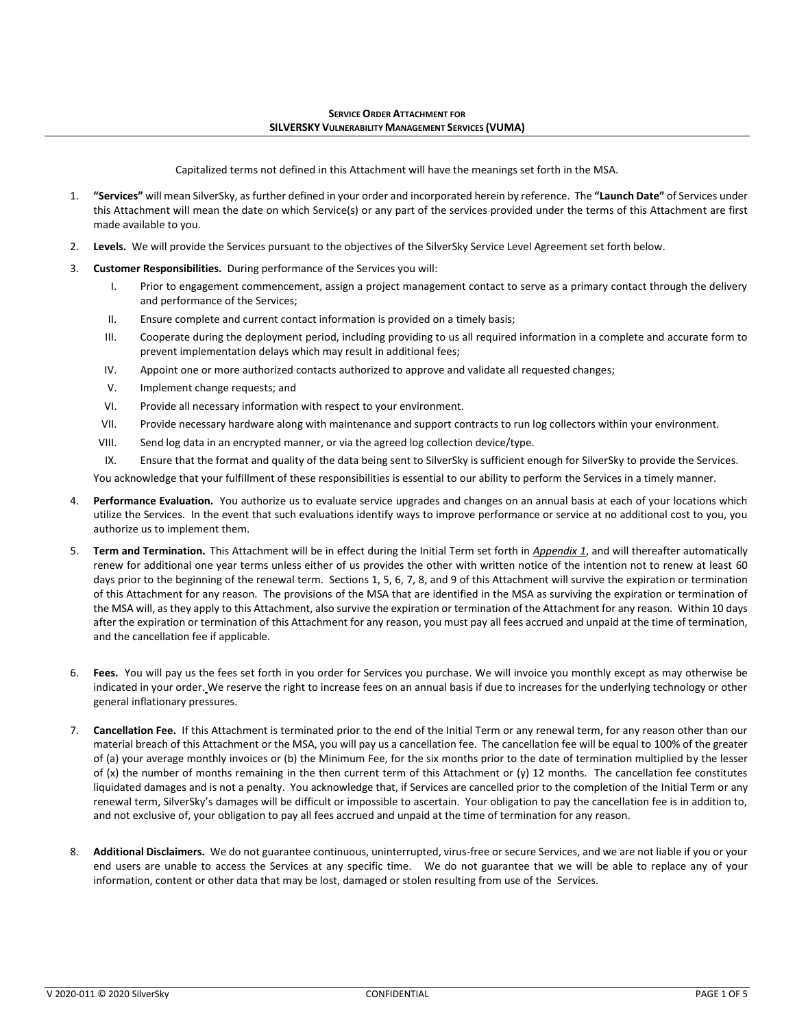# SERVICE ORDER ATTACHMENT FOR SILVERSKY VULNERABILITY MANAGEMENT SERVICES (VUMA)

Capitalized terms not defined in this Attachment will have the meanings set forth in the MSA.

1. **"Services"** will mean SilverSky, as further defined in your order and incorporated herein by reference. The **"Launch Date"** of Services under this Attachment will mean the date on which Service(s) or any part of the services provided under the terms of this Attachment are first made available to you.

2. **Levels.** We will provide the Services pursuant to the objectives of the SilverSky Service Level Agreement set forth below.

3. **Customer Responsibilities.** During performance of the Services you will:
   - I. Prior to engagement commencement, assign a project management contact to serve as a primary contact through the delivery and performance of the Services;
   - II. Ensure complete and current contact information is provided on a timely basis;
   - III. Cooperate during the deployment period, including providing to us all required information in a complete and accurate form to prevent implementation delays which may result in additional fees;
   - IV. Appoint one or more authorized contacts authorized to approve and validate all requested changes;
   - V. Implement change requests; and
   - VI. Provide all necessary information with respect to your environment.
   - VII. Provide necessary hardware along with maintenance and support contracts to run log collectors within your environment.
   - VIII. Send log data in an encrypted manner, or via the agreed log collection device/type.
   - IX. Ensure that the format and quality of the data being sent to SilverSky is sufficient enough for SilverSky to provide the Services.

   You acknowledge that your fulfillment of these responsibilities is essential to our ability to perform the Services in a timely manner.

4. **Performance Evaluation.** You authorize us to evaluate service upgrades and changes on an annual basis at each of your locations which utilize the Services. In the event that such evaluations identify ways to improve performance or service at no additional cost to you, you authorize us to implement them.

5. **Term and Termination.** This Attachment will be in effect during the Initial Term set forth in *Appendix 1*, and will thereafter automatically renew for additional one year terms unless either of us provides the other with written notice of the intention not to renew at least 60 days prior to the beginning of the renewal term. Sections 1, 5, 6, 7, 8, and 9 of this Attachment will survive the expiration or termination of this Attachment for any reason. The provisions of the MSA that are identified in the MSA as surviving the expiration or termination of the MSA will, as they apply to this Attachment, also survive the expiration or termination of the Attachment for any reason. Within 10 days after the expiration or termination of this Attachment for any reason, you must pay all fees accrued and unpaid at the time of termination, and the cancellation fee if applicable.

6. **Fees.** You will pay us the fees set forth in you order for Services you purchase. We will invoice you monthly except as may otherwise be indicated in your order. We reserve the right to increase fees on an annual basis if due to increases for the underlying technology or other general inflationary pressures.

7. **Cancellation Fee.** If this Attachment is terminated prior to the end of the Initial Term or any renewal term, for any reason other than our material breach of this Attachment or the MSA, you will pay us a cancellation fee. The cancellation fee will be equal to 100% of the greater of (a) your average monthly invoices or (b) the Minimum Fee, for the six months prior to the date of termination multiplied by the lesser of (x) the number of months remaining in the then current term of this Attachment or (y) 12 months. The cancellation fee constitutes liquidated damages and is not a penalty. You acknowledge that, if Services are cancelled prior to the completion of the Initial Term or any renewal term, SilverSky's damages will be difficult or impossible to ascertain. Your obligation to pay the cancellation fee is in addition to, and not exclusive of, your obligation to pay all fees accrued and unpaid at the time of termination for any reason.

8. **Additional Disclaimers.** We do not guarantee continuous, uninterrupted, virus-free or secure Services, and we are not liable if you or your end users are unable to access the Services at any specific time. We do not guarantee that we will be able to replace any of your information, content or other data that may be lost, damaged or stolen resulting from use of the Services.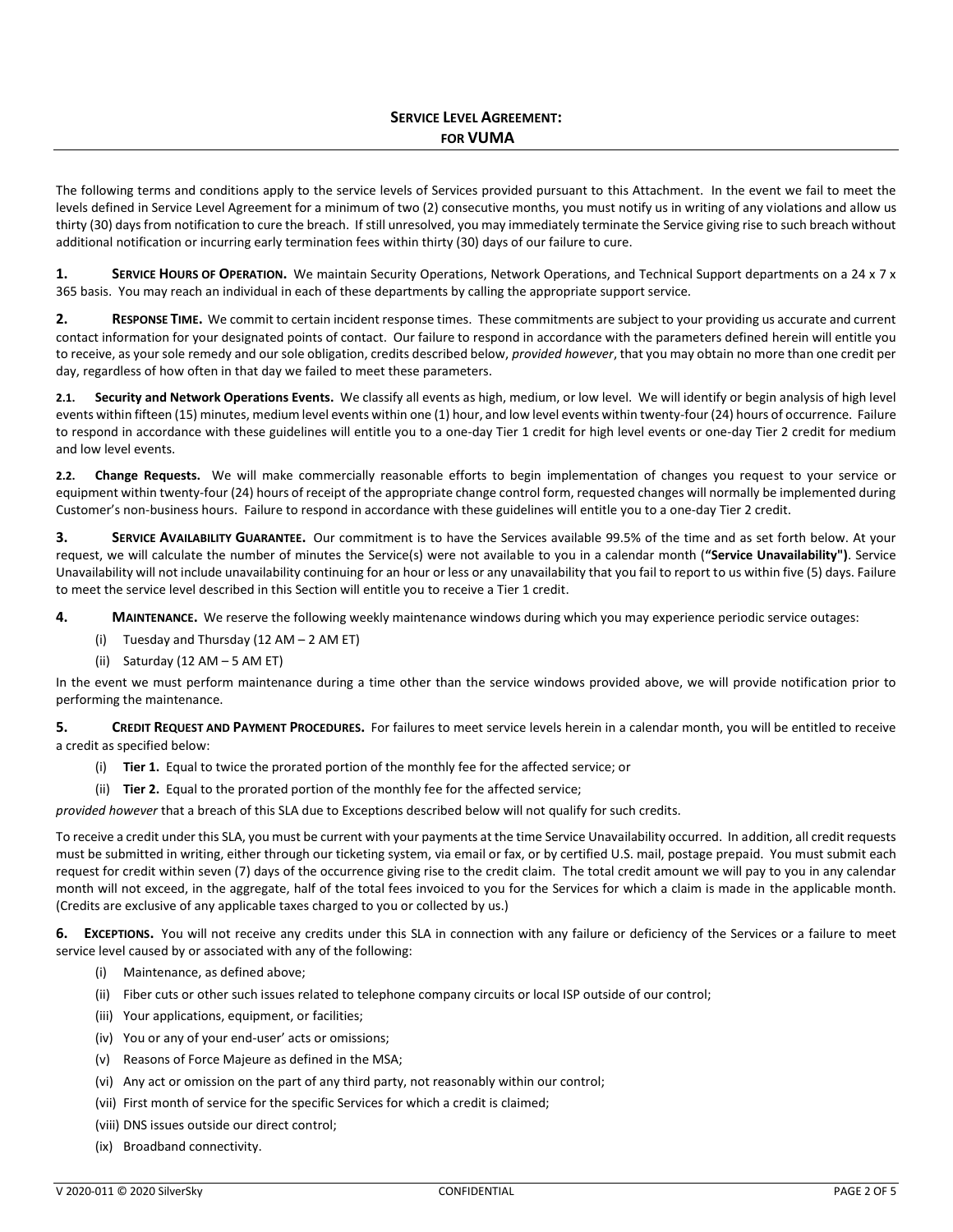# SERVICE LEVEL AGREEMENT: FOR VUMA

The following terms and conditions apply to the service levels of Services provided pursuant to this Attachment. In the event we fail to meet the levels defined in Service Level Agreement for a minimum of two (2) consecutive months, you must notify us in writing of any violations and allow us thirty (30) days from notification to cure the breach. If still unresolved, you may immediately terminate the Service giving rise to such breach without additional notification or incurring early termination fees within thirty (30) days of our failure to cure.

**1. SERVICE HOURS OF OPERATION.** We maintain Security Operations, Network Operations, and Technical Support departments on a 24 x 7 x 365 basis. You may reach an individual in each of these departments by calling the appropriate support service.

**2. RESPONSE TIME.** We commit to certain incident response times. These commitments are subject to your providing us accurate and current contact information for your designated points of contact. Our failure to respond in accordance with the parameters defined herein will entitle you to receive, as your sole remedy and our sole obligation, credits described below, *provided however*, that you may obtain no more than one credit per day, regardless of how often in that day we failed to meet these parameters.

**2.1. Security and Network Operations Events.** We classify all events as high, medium, or low level. We will identify or begin analysis of high level events within fifteen (15) minutes, medium level events within one (1) hour, and low level events within twenty-four (24) hours of occurrence. Failure to respond in accordance with these guidelines will entitle you to a one-day Tier 1 credit for high level events or one-day Tier 2 credit for medium and low level events.

**2.2. Change Requests.** We will make commercially reasonable efforts to begin implementation of changes you request to your service or equipment within twenty-four (24) hours of receipt of the appropriate change control form, requested changes will normally be implemented during Customer's non-business hours. Failure to respond in accordance with these guidelines will entitle you to a one-day Tier 2 credit.

**3. SERVICE AVAILABILITY GUARANTEE.** Our commitment is to have the Services available 99.5% of the time and as set forth below. At your request, we will calculate the number of minutes the Service(s) were not available to you in a calendar month (**"Service Unavailability")**. Service Unavailability will not include unavailability continuing for an hour or less or any unavailability that you fail to report to us within five (5) days. Failure to meet the service level described in this Section will entitle you to receive a Tier 1 credit.

**4. MAINTENANCE.** We reserve the following weekly maintenance windows during which you may experience periodic service outages:

(i) Tuesday and Thursday (12 AM – 2 AM ET)

(ii) Saturday (12 AM – 5 AM ET)

In the event we must perform maintenance during a time other than the service windows provided above, we will provide notification prior to performing the maintenance.

**5. CREDIT REQUEST AND PAYMENT PROCEDURES.** For failures to meet service levels herein in a calendar month, you will be entitled to receive a credit as specified below:

(i) **Tier 1.** Equal to twice the prorated portion of the monthly fee for the affected service; or

(ii) **Tier 2.** Equal to the prorated portion of the monthly fee for the affected service;

*provided however* that a breach of this SLA due to Exceptions described below will not qualify for such credits.

To receive a credit under this SLA, you must be current with your payments at the time Service Unavailability occurred. In addition, all credit requests must be submitted in writing, either through our ticketing system, via email or fax, or by certified U.S. mail, postage prepaid. You must submit each request for credit within seven (7) days of the occurrence giving rise to the credit claim. The total credit amount we will pay to you in any calendar month will not exceed, in the aggregate, half of the total fees invoiced to you for the Services for which a claim is made in the applicable month. (Credits are exclusive of any applicable taxes charged to you or collected by us.)

**6. EXCEPTIONS.** You will not receive any credits under this SLA in connection with any failure or deficiency of the Services or a failure to meet service level caused by or associated with any of the following:

(i) Maintenance, as defined above;

(ii) Fiber cuts or other such issues related to telephone company circuits or local ISP outside of our control;

(iii) Your applications, equipment, or facilities;

(iv) You or any of your end-user' acts or omissions;

(v) Reasons of Force Majeure as defined in the MSA;

(vi) Any act or omission on the part of any third party, not reasonably within our control;

(vii) First month of service for the specific Services for which a credit is claimed;

(viii) DNS issues outside our direct control;

(ix) Broadband connectivity.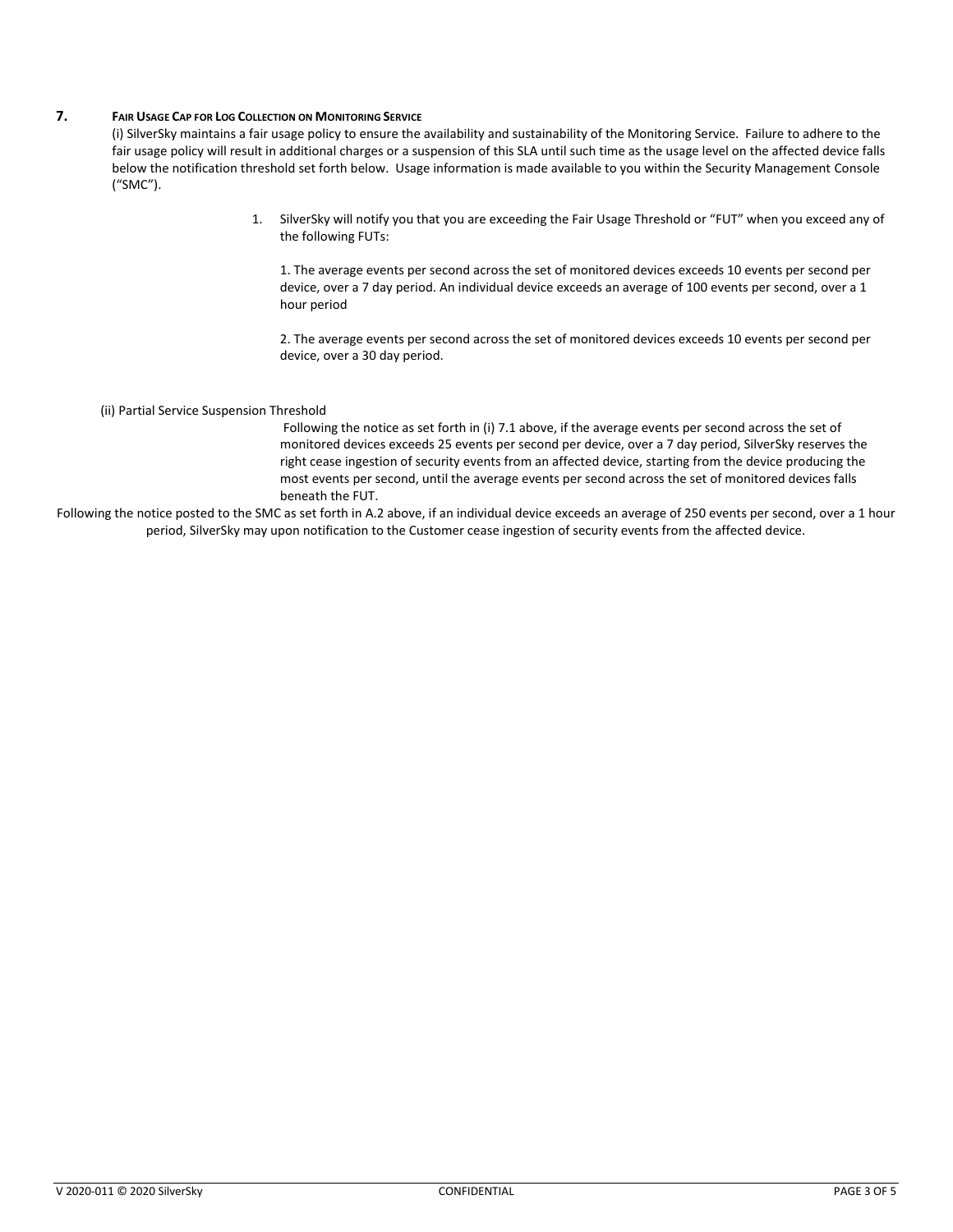## 7. Fair Usage Cap for Log Collection on Monitoring Service

(i) SilverSky maintains a fair usage policy to ensure the availability and sustainability of the Monitoring Service. Failure to adhere to the fair usage policy will result in additional charges or a suspension of this SLA until such time as the usage level on the affected device falls below the notification threshold set forth below. Usage information is made available to you within the Security Management Console ("SMC").

1. SilverSky will notify you that you are exceeding the Fair Usage Threshold or "FUT" when you exceed any of the following FUTs:

   1. The average events per second across the set of monitored devices exceeds 10 events per second per device, over a 7 day period. An individual device exceeds an average of 100 events per second, over a 1 hour period

   2. The average events per second across the set of monitored devices exceeds 10 events per second per device, over a 30 day period.

(ii) Partial Service Suspension Threshold

Following the notice as set forth in (i) 7.1 above, if the average events per second across the set of monitored devices exceeds 25 events per second per device, over a 7 day period, SilverSky reserves the right cease ingestion of security events from an affected device, starting from the device producing the most events per second, until the average events per second across the set of monitored devices falls beneath the FUT.

Following the notice posted to the SMC as set forth in A.2 above, if an individual device exceeds an average of 250 events per second, over a 1 hour period, SilverSky may upon notification to the Customer cease ingestion of security events from the affected device.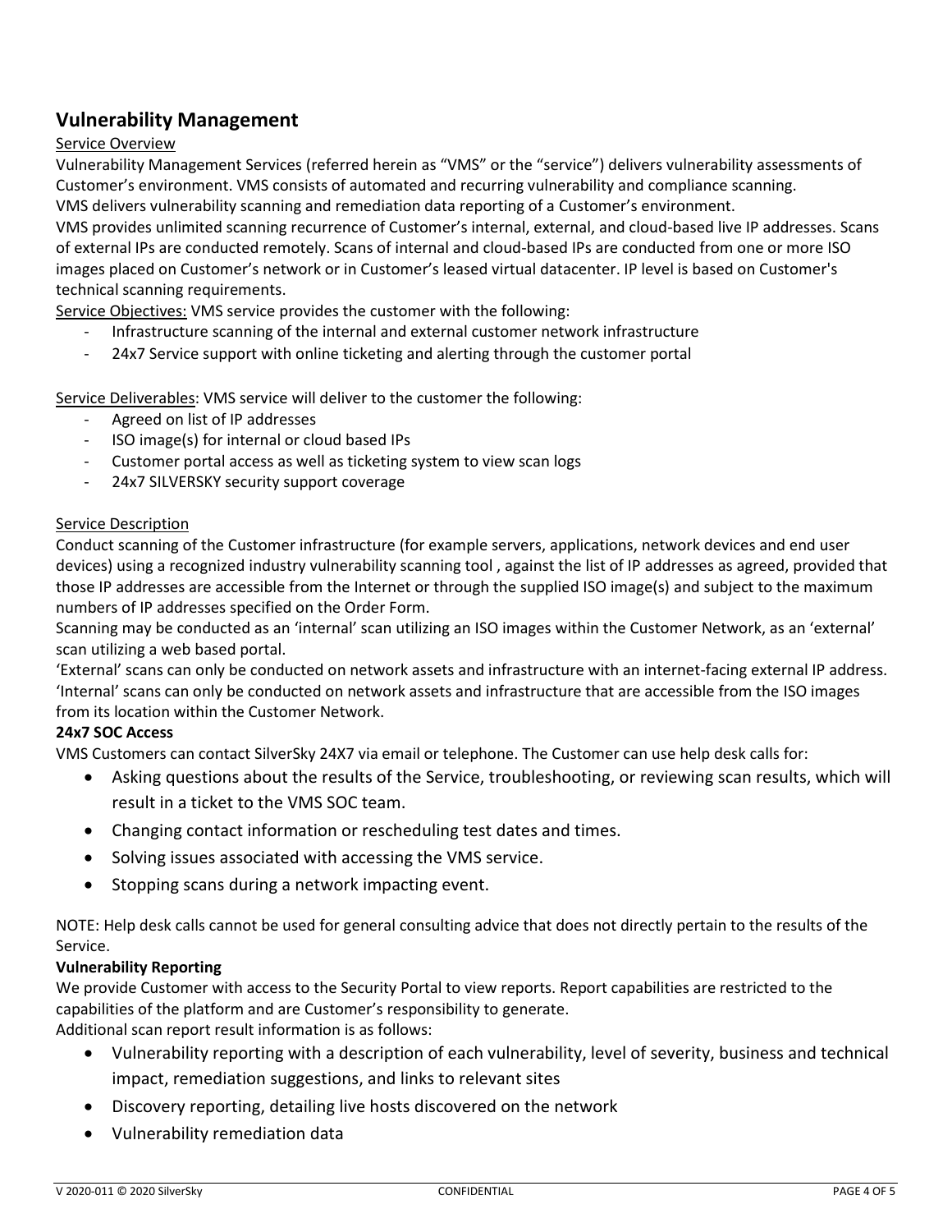## Vulnerability Management

Service Overview

Vulnerability Management Services (referred herein as "VMS" or the "service") delivers vulnerability assessments of Customer's environment. VMS consists of automated and recurring vulnerability and compliance scanning.

VMS delivers vulnerability scanning and remediation data reporting of a Customer's environment.

VMS provides unlimited scanning recurrence of Customer's internal, external, and cloud-based live IP addresses. Scans of external IPs are conducted remotely. Scans of internal and cloud-based IPs are conducted from one or more ISO images placed on Customer's network or in Customer's leased virtual datacenter. IP level is based on Customer's technical scanning requirements.

Service Objectives: VMS service provides the customer with the following:

- Infrastructure scanning of the internal and external customer network infrastructure
- 24x7 Service support with online ticketing and alerting through the customer portal

Service Deliverables: VMS service will deliver to the customer the following:

- Agreed on list of IP addresses
- ISO image(s) for internal or cloud based IPs
- Customer portal access as well as ticketing system to view scan logs
- 24x7 SILVERSKY security support coverage

Service Description

Conduct scanning of the Customer infrastructure (for example servers, applications, network devices and end user devices) using a recognized industry vulnerability scanning tool , against the list of IP addresses as agreed, provided that those IP addresses are accessible from the Internet or through the supplied ISO image(s) and subject to the maximum numbers of IP addresses specified on the Order Form.

Scanning may be conducted as an 'internal' scan utilizing an ISO images within the Customer Network, as an 'external' scan utilizing a web based portal.

'External' scans can only be conducted on network assets and infrastructure with an internet-facing external IP address. 'Internal' scans can only be conducted on network assets and infrastructure that are accessible from the ISO images from its location within the Customer Network.

**24x7 SOC Access**

VMS Customers can contact SilverSky 24X7 via email or telephone. The Customer can use help desk calls for:

- Asking questions about the results of the Service, troubleshooting, or reviewing scan results, which will result in a ticket to the VMS SOC team.
- Changing contact information or rescheduling test dates and times.
- Solving issues associated with accessing the VMS service.
- Stopping scans during a network impacting event.

NOTE: Help desk calls cannot be used for general consulting advice that does not directly pertain to the results of the Service.

**Vulnerability Reporting**

We provide Customer with access to the Security Portal to view reports. Report capabilities are restricted to the capabilities of the platform and are Customer's responsibility to generate.

Additional scan report result information is as follows:

- Vulnerability reporting with a description of each vulnerability, level of severity, business and technical impact, remediation suggestions, and links to relevant sites
- Discovery reporting, detailing live hosts discovered on the network
- Vulnerability remediation data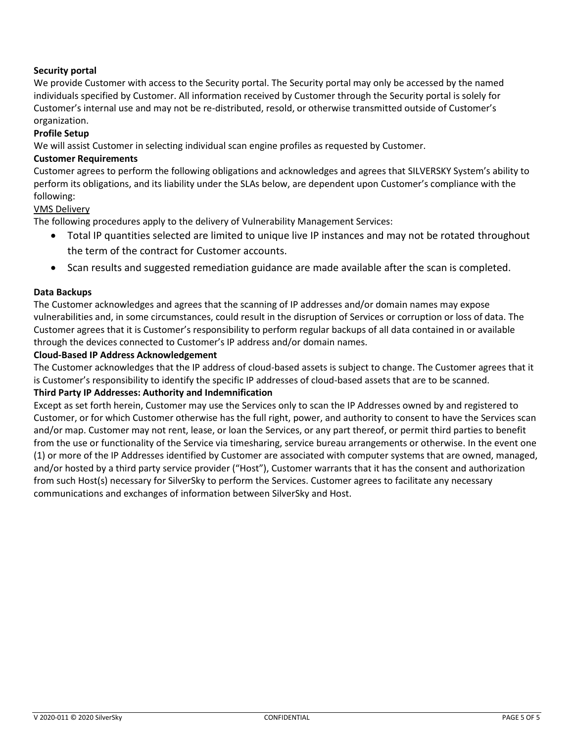**Security portal**

We provide Customer with access to the Security portal. The Security portal may only be accessed by the named individuals specified by Customer. All information received by Customer through the Security portal is solely for Customer's internal use and may not be re-distributed, resold, or otherwise transmitted outside of Customer's organization.

**Profile Setup**

We will assist Customer in selecting individual scan engine profiles as requested by Customer.

**Customer Requirements**

Customer agrees to perform the following obligations and acknowledges and agrees that SILVERSKY System's ability to perform its obligations, and its liability under the SLAs below, are dependent upon Customer's compliance with the following:

<u>VMS Delivery</u>

The following procedures apply to the delivery of Vulnerability Management Services:

- Total IP quantities selected are limited to unique live IP instances and may not be rotated throughout the term of the contract for Customer accounts.
- Scan results and suggested remediation guidance are made available after the scan is completed.

**Data Backups**

The Customer acknowledges and agrees that the scanning of IP addresses and/or domain names may expose vulnerabilities and, in some circumstances, could result in the disruption of Services or corruption or loss of data. The Customer agrees that it is Customer's responsibility to perform regular backups of all data contained in or available through the devices connected to Customer's IP address and/or domain names.

**Cloud-Based IP Address Acknowledgement**

The Customer acknowledges that the IP address of cloud-based assets is subject to change. The Customer agrees that it is Customer's responsibility to identify the specific IP addresses of cloud-based assets that are to be scanned.

**Third Party IP Addresses: Authority and Indemnification**

Except as set forth herein, Customer may use the Services only to scan the IP Addresses owned by and registered to Customer, or for which Customer otherwise has the full right, power, and authority to consent to have the Services scan and/or map. Customer may not rent, lease, or loan the Services, or any part thereof, or permit third parties to benefit from the use or functionality of the Service via timesharing, service bureau arrangements or otherwise. In the event one (1) or more of the IP Addresses identified by Customer are associated with computer systems that are owned, managed, and/or hosted by a third party service provider ("Host"), Customer warrants that it has the consent and authorization from such Host(s) necessary for SilverSky to perform the Services. Customer agrees to facilitate any necessary communications and exchanges of information between SilverSky and Host.